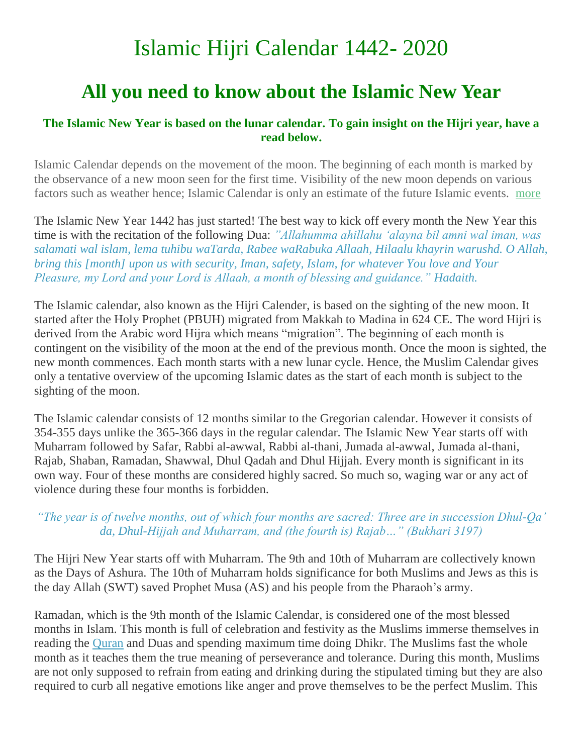# Islamic Hijri Calendar 1442- 2020

## All you need to know about the Islamic New Year

**The Islamic New Year is based on the lunar calendar. To gain insight on the Hijri year, have a read below.**

Islamic Calendar depends on the movement of the moon. The beginning of each month is marked by the observance of a new moon seen for the first time. Visibility of the new moon depends on various factors such as weather hence; Islamic Calendar is only an estimate of the future Islamic events. more

The Islamic New Year 1442 has just started! The best way to kick off every month the New Year this time is with the recitation of the following Dua: *"Allahumma ahillahu 'alayna bil amni wal iman, was salamati wal islam, lema tuhibu waTarda, Rabee waRabuka Allaah, Hilaalu khayrin warushd. O Allah, bring this [month] upon us with security, Iman, safety, Islam, for whatever You love and Your Pleasure, my Lord and your Lord is Allaah, a month of blessing and guidance." Hadaith.*

The Islamic calendar, also known as the Hijri Calender, is based on the sighting of the new moon. It started after the Holy Prophet (PBUH) migrated from Makkah to Madina in 624 CE. The word Hijri is derived from the Arabic word Hijra which means "migration". The beginning of each month is contingent on the visibility of the moon at the end of the previous month. Once the moon is sighted, the new month commences. Each month starts with a new lunar cycle. Hence, the Muslim Calendar gives only a tentative overview of the upcoming Islamic dates as the start of each month is subject to the sighting of the moon.

The Islamic calendar consists of 12 months similar to the Gregorian calendar. However it consists of 354-355 days unlike the 365-366 days in the regular calendar. The Islamic New Year starts off with Muharram followed by Safar, Rabbi al-awwal, Rabbi al-thani, Jumada al-awwal, Jumada al-thani, Rajab, Shaban, Ramadan, Shawwal, Dhul Qadah and Dhul Hijjah. Every month is significant in its own way. Four of these months are considered highly sacred. So much so, waging war or any act of violence during these four months is forbidden.

*"The year is of twelve months, out of which four months are sacred: Three are in succession Dhul-Qa' da, Dhul-Hijjah and Muharram, and (the fourth is) Rajab…" (Bukhari 3197)*

The Hijri New Year starts off with Muharram. The 9th and 10th of Muharram are collectively known as the Days of Ashura. The 10th of Muharram holds significance for both Muslims and Jews as this is the day Allah (SWT) saved Prophet Musa (AS) and his people from the Pharaoh's army.

Ramadan, which is the 9th month of the Islamic Calendar, is considered one of the most blessed months in Islam. This month is full of celebration and festivity as the Muslims immerse themselves in reading the Quran and Duas and spending maximum time doing Dhikr. The Muslims fast the whole month as it teaches them the true meaning of perseverance and tolerance. During this month, Muslims are not only supposed to refrain from eating and drinking during the stipulated timing but they are also required to curb all negative emotions like anger and prove themselves to be the perfect Muslim. This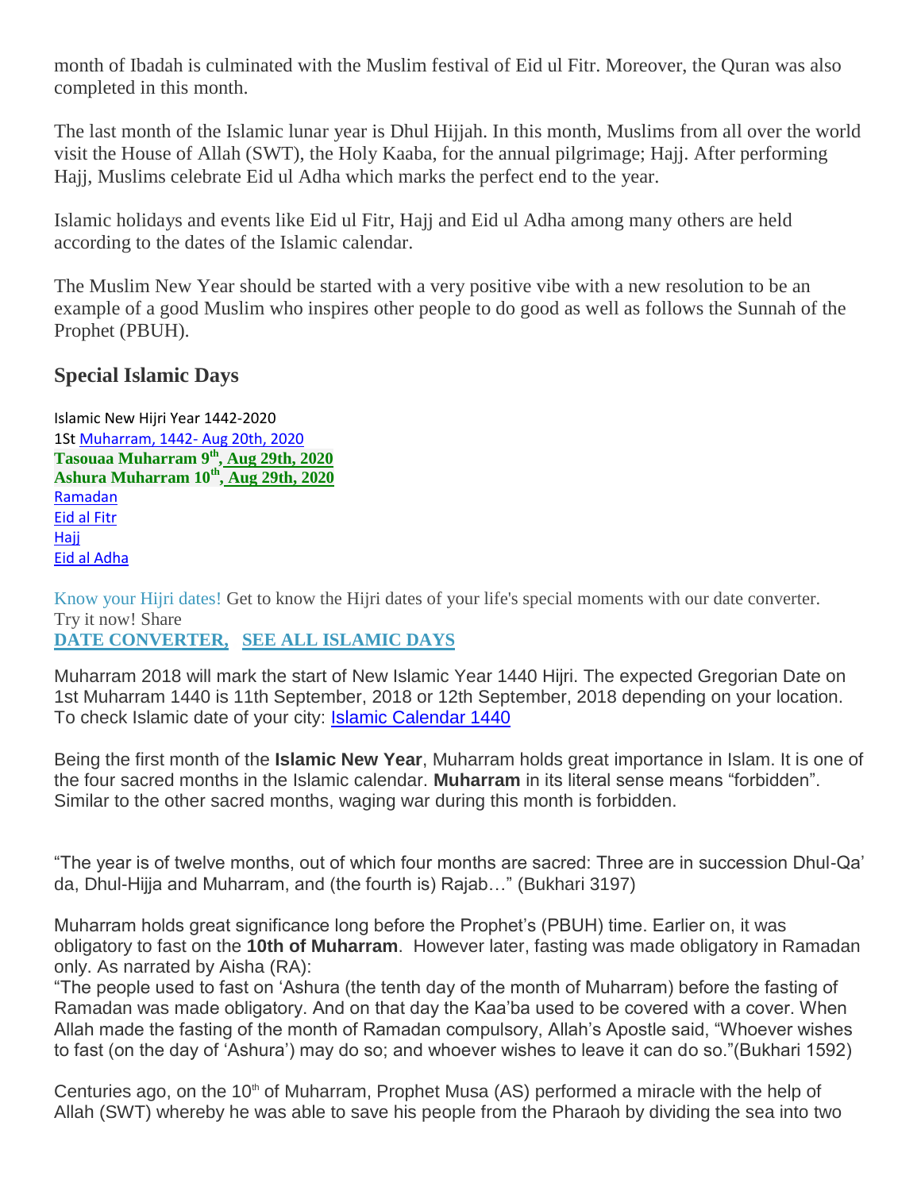month of Ibadah is culminated with the Muslim festival of Eid ul Fitr. Moreover, the Quran was also completed in this month.

The last month of the Islamic lunar year is Dhul Hijjah. In this month, Muslims from all over the world visit the House of Allah (SWT), the Holy Kaaba, for the annual pilgrimage; Hajj. After performing Hajj, Muslims celebrate Eid ul Adha which marks the perfect end to the year.

Islamic holidays and events like Eid ul Fitr, Hajj and Eid ul Adha among many others are held according to the dates of the Islamic calendar.

The Muslim New Year should be started with a very positive vibe with a new resolution to be an example of a good Muslim who inspires other people to do good as well as follows the Sunnah of the Prophet (PBUH).

## Special Islamic Days

Islamic New Hijri Year 1442-2020
1St Muharram, 1442- Aug 20th, 2020
**Tasouaa Muharram 9th, Aug 29th, 2020**
**Ashura Muharram 10th, Aug 29th, 2020**
Ramadan
Eid al Fitr
Hajj
Eid al Adha

Know your Hijri dates! Get to know the Hijri dates of your life's special moments with our date converter. Try it now! Share
**DATE CONVERTER, SEE ALL ISLAMIC DAYS**

Muharram 2018 will mark the start of New Islamic Year 1440 Hijri. The expected Gregorian Date on 1st Muharram 1440 is 11th September, 2018 or 12th September, 2018 depending on your location. To check Islamic date of your city: Islamic Calendar 1440

Being the first month of the **Islamic New Year**, Muharram holds great importance in Islam. It is one of the four sacred months in the Islamic calendar. **Muharram** in its literal sense means "forbidden". Similar to the other sacred months, waging war during this month is forbidden.

"The year is of twelve months, out of which four months are sacred: Three are in succession Dhul-Qa' da, Dhul-Hijja and Muharram, and (the fourth is) Rajab…" (Bukhari 3197)

Muharram holds great significance long before the Prophet's (PBUH) time. Earlier on, it was obligatory to fast on the **10th of Muharram**. However later, fasting was made obligatory in Ramadan only. As narrated by Aisha (RA):
"The people used to fast on 'Ashura (the tenth day of the month of Muharram) before the fasting of Ramadan was made obligatory. And on that day the Kaa'ba used to be covered with a cover. When Allah made the fasting of the month of Ramadan compulsory, Allah's Apostle said, "Whoever wishes to fast (on the day of 'Ashura') may do so; and whoever wishes to leave it can do so."(Bukhari 1592)

Centuries ago, on the 10th of Muharram, Prophet Musa (AS) performed a miracle with the help of Allah (SWT) whereby he was able to save his people from the Pharaoh by dividing the sea into two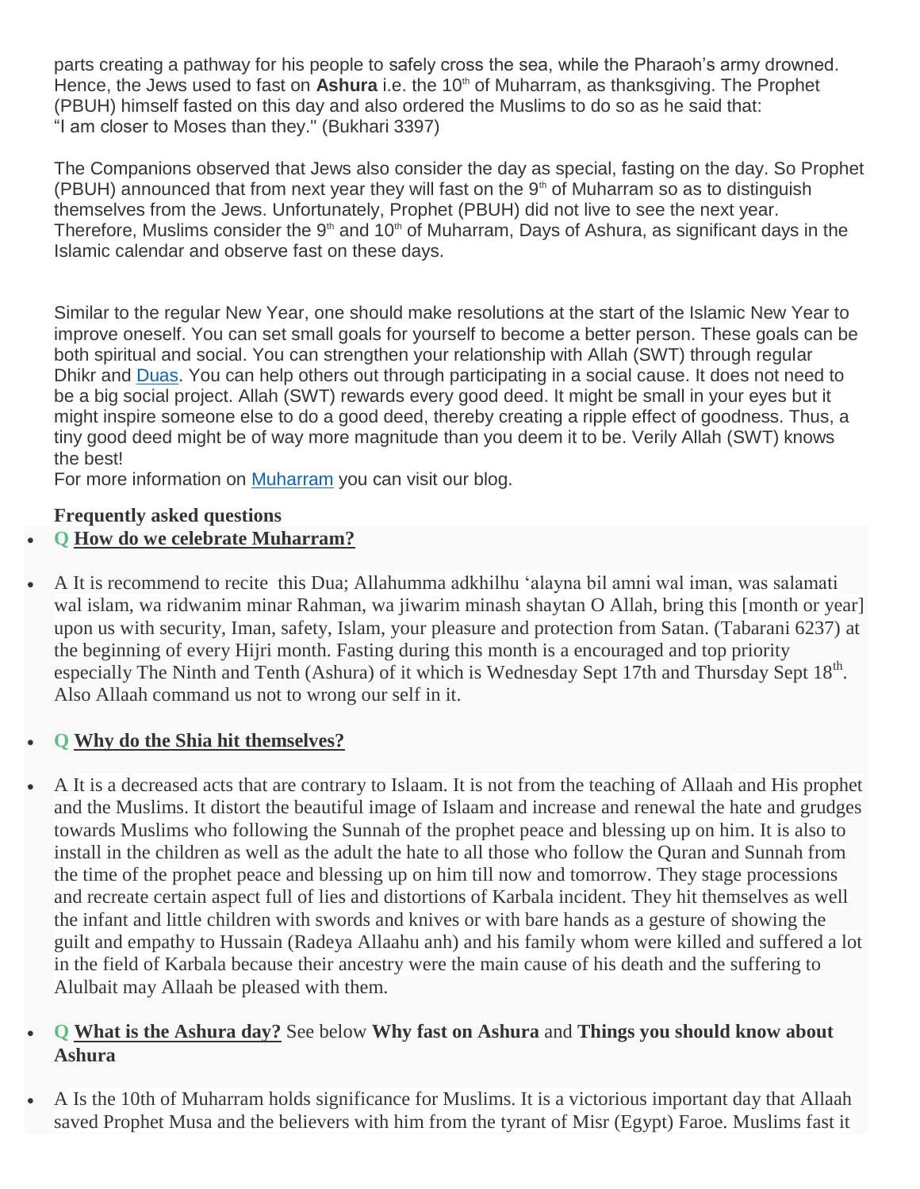parts creating a pathway for his people to safely cross the sea, while the Pharaoh's army drowned. Hence, the Jews used to fast on **Ashura** i.e. the 10th of Muharram, as thanksgiving. The Prophet (PBUH) himself fasted on this day and also ordered the Muslims to do so as he said that: "I am closer to Moses than they." (Bukhari 3397)

The Companions observed that Jews also consider the day as special, fasting on the day. So Prophet (PBUH) announced that from next year they will fast on the 9th of Muharram so as to distinguish themselves from the Jews. Unfortunately, Prophet (PBUH) did not live to see the next year. Therefore, Muslims consider the 9th and 10th of Muharram, Days of Ashura, as significant days in the Islamic calendar and observe fast on these days.

Similar to the regular New Year, one should make resolutions at the start of the Islamic New Year to improve oneself. You can set small goals for yourself to become a better person. These goals can be both spiritual and social. You can strengthen your relationship with Allah (SWT) through regular Dhikr and [Duas](). You can help others out through participating in a social cause. It does not need to be a big social project. Allah (SWT) rewards every good deed. It might be small in your eyes but it might inspire someone else to do a good deed, thereby creating a ripple effect of goodness. Thus, a tiny good deed might be of way more magnitude than you deem it to be. Verily Allah (SWT) knows the best!

For more information on [Muharram]() you can visit our blog.

**Frequently asked questions**

- **Q** **How do we celebrate Muharram?**

- A It is recommend to recite this Dua; Allahumma adkhilhu 'alayna bil amni wal iman, was salamati wal islam, wa ridwanim minar Rahman, wa jiwarim minash shaytan O Allah, bring this [month or year] upon us with security, Iman, safety, Islam, your pleasure and protection from Satan. (Tabarani 6237) at the beginning of every Hijri month. Fasting during this month is a encouraged and top priority especially The Ninth and Tenth (Ashura) of it which is Wednesday Sept 17th and Thursday Sept 18th. Also Allaah command us not to wrong our self in it.

- **Q** **Why do the Shia hit themselves?**

- A It is a decreased acts that are contrary to Islaam. It is not from the teaching of Allaah and His prophet and the Muslims. It distort the beautiful image of Islaam and increase and renewal the hate and grudges towards Muslims who following the Sunnah of the prophet peace and blessing up on him. It is also to install in the children as well as the adult the hate to all those who follow the Quran and Sunnah from the time of the prophet peace and blessing up on him till now and tomorrow. They stage processions and recreate certain aspect full of lies and distortions of Karbala incident. They hit themselves as well the infant and little children with swords and knives or with bare hands as a gesture of showing the guilt and empathy to Hussain (Radeya Allaahu anh) and his family whom were killed and suffered a lot in the field of Karbala because their ancestry were the main cause of his death and the suffering to Alulbait may Allaah be pleased with them.

- **Q** **What is the Ashura day?** See below **Why fast on Ashura** and **Things you should know about Ashura**

- A Is the 10th of Muharram holds significance for Muslims. It is a victorious important day that Allaah saved Prophet Musa and the believers with him from the tyrant of Misr (Egypt) Faroe. Muslims fast it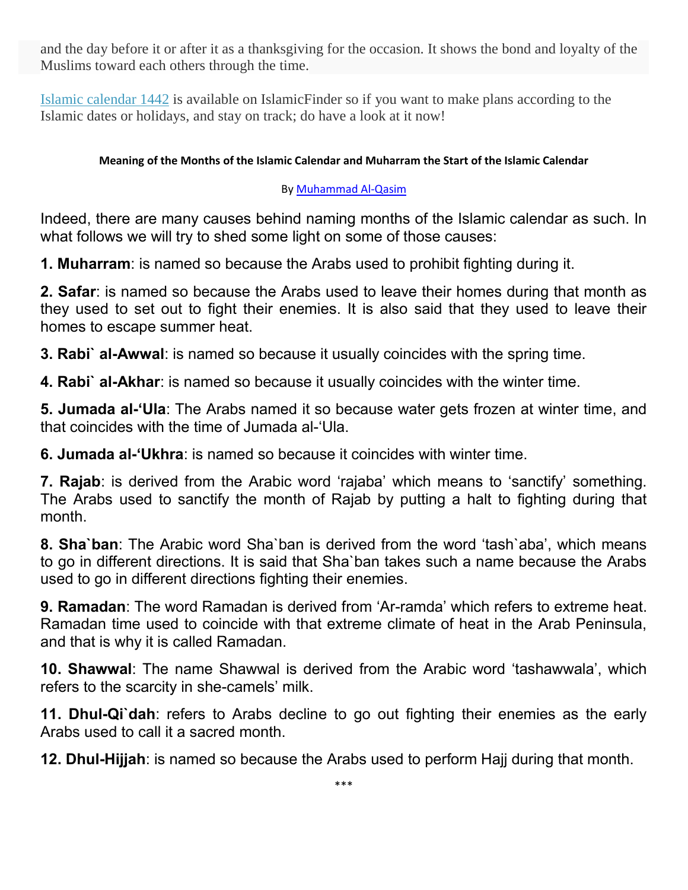and the day before it or after it as a thanksgiving for the occasion. It shows the bond and loyalty of the Muslims toward each others through the time.

Islamic calendar 1442 is available on IslamicFinder so if you want to make plans according to the Islamic dates or holidays, and stay on track; do have a look at it now!

**Meaning of the Months of the Islamic Calendar and Muharram the Start of the Islamic Calendar**

By Muhammad Al-Qasim

Indeed, there are many causes behind naming months of the Islamic calendar as such. In what follows we will try to shed some light on some of those causes:

**1. Muharram**: is named so because the Arabs used to prohibit fighting during it.

**2. Safar**: is named so because the Arabs used to leave their homes during that month as they used to set out to fight their enemies. It is also said that they used to leave their homes to escape summer heat.

**3. Rabi` al-Awwal**: is named so because it usually coincides with the spring time.

**4. Rabi` al-Akhar**: is named so because it usually coincides with the winter time.

**5. Jumada al-'Ula**: The Arabs named it so because water gets frozen at winter time, and that coincides with the time of Jumada al-'Ula.

**6. Jumada al-'Ukhra**: is named so because it coincides with winter time.

**7. Rajab**: is derived from the Arabic word 'rajaba' which means to 'sanctify' something. The Arabs used to sanctify the month of Rajab by putting a halt to fighting during that month.

**8. Sha`ban**: The Arabic word Sha`ban is derived from the word 'tash`aba', which means to go in different directions. It is said that Sha`ban takes such a name because the Arabs used to go in different directions fighting their enemies.

**9. Ramadan**: The word Ramadan is derived from 'Ar-ramda' which refers to extreme heat. Ramadan time used to coincide with that extreme climate of heat in the Arab Peninsula, and that is why it is called Ramadan.

**10. Shawwal**: The name Shawwal is derived from the Arabic word 'tashawwala', which refers to the scarcity in she-camels' milk.

**11. Dhul-Qi`dah**: refers to Arabs decline to go out fighting their enemies as the early Arabs used to call it a sacred month.

**12. Dhul-Hijjah**: is named so because the Arabs used to perform Hajj during that month.

***